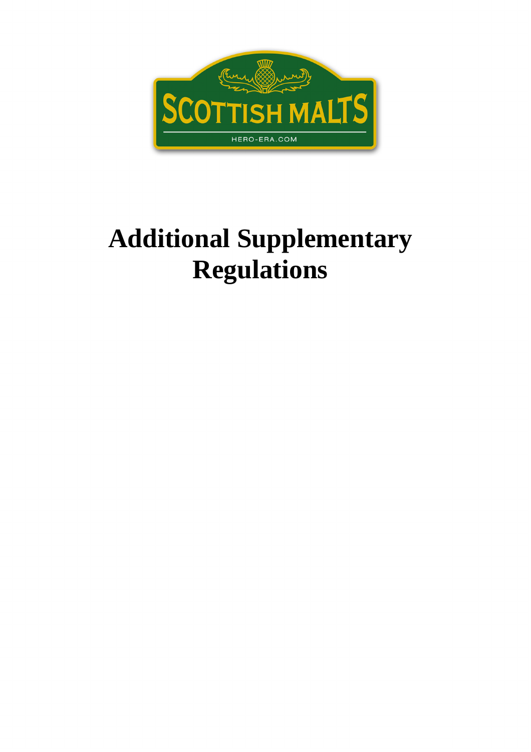SCOTTISH MALTS

HERO-ERA.COM

# Additional Supplementary Regulations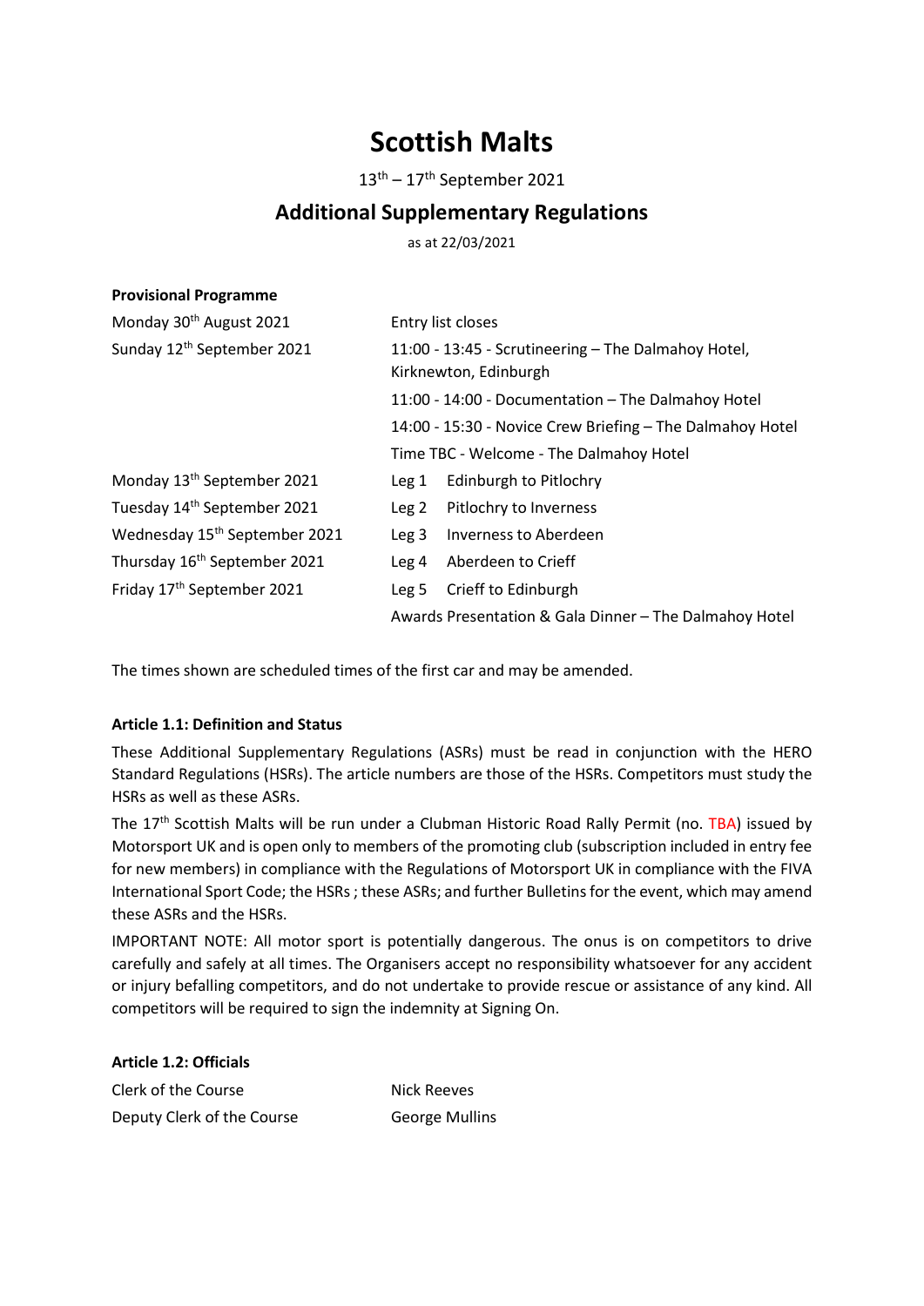# Scottish Malts

13th – 17th September 2021

## Additional Supplementary Regulations

as at 22/03/2021

**Provisional Programme**

| | |
|---|---|
| Monday 30th August 2021 | Entry list closes |
| Sunday 12th September 2021 | 11:00 - 13:45 - Scrutineering – The Dalmahoy Hotel, Kirknewton, Edinburgh |
| | 11:00 - 14:00 - Documentation – The Dalmahoy Hotel |
| | 14:00 - 15:30 - Novice Crew Briefing – The Dalmahoy Hotel |
| | Time TBC - Welcome - The Dalmahoy Hotel |
| Monday 13th September 2021 | Leg 1 Edinburgh to Pitlochry |
| Tuesday 14th September 2021 | Leg 2 Pitlochry to Inverness |
| Wednesday 15th September 2021 | Leg 3 Inverness to Aberdeen |
| Thursday 16th September 2021 | Leg 4 Aberdeen to Crieff |
| Friday 17th September 2021 | Leg 5 Crieff to Edinburgh |
| | Awards Presentation & Gala Dinner – The Dalmahoy Hotel |

The times shown are scheduled times of the first car and may be amended.

**Article 1.1: Definition and Status**

These Additional Supplementary Regulations (ASRs) must be read in conjunction with the HERO Standard Regulations (HSRs). The article numbers are those of the HSRs. Competitors must study the HSRs as well as these ASRs.

The 17th Scottish Malts will be run under a Clubman Historic Road Rally Permit (no. TBA) issued by Motorsport UK and is open only to members of the promoting club (subscription included in entry fee for new members) in compliance with the Regulations of Motorsport UK in compliance with the FIVA International Sport Code; the HSRs ; these ASRs; and further Bulletins for the event, which may amend these ASRs and the HSRs.

IMPORTANT NOTE: All motor sport is potentially dangerous. The onus is on competitors to drive carefully and safely at all times. The Organisers accept no responsibility whatsoever for any accident or injury befalling competitors, and do not undertake to provide rescue or assistance of any kind. All competitors will be required to sign the indemnity at Signing On.

**Article 1.2: Officials**

| | |
|---|---|
| Clerk of the Course | Nick Reeves |
| Deputy Clerk of the Course | George Mullins |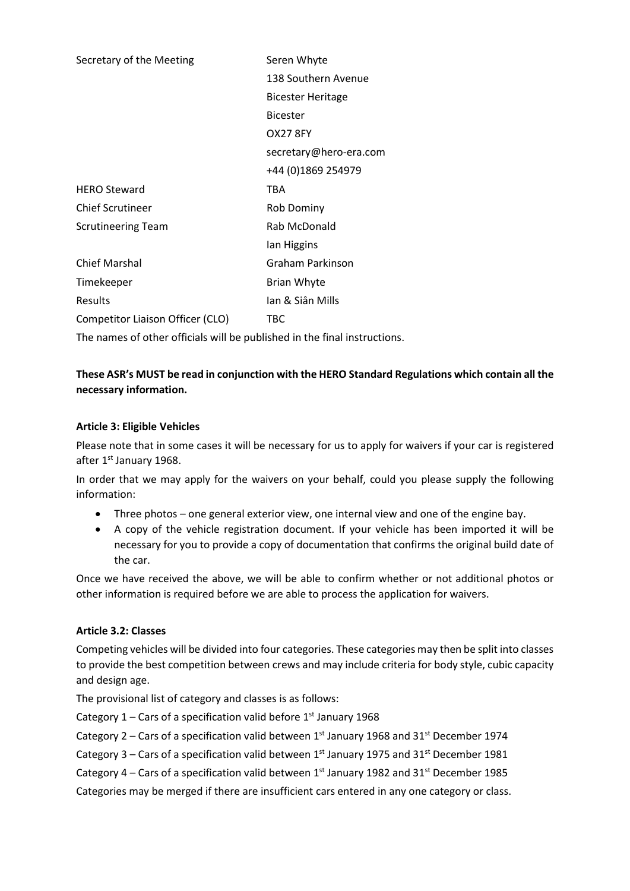| | |
|---|---|
| Secretary of the Meeting | Seren Whyte<br>138 Southern Avenue<br>Bicester Heritage<br>Bicester<br>OX27 8FY<br>secretary@hero-era.com<br>+44 (0)1869 254979 |
| HERO Steward | TBA |
| Chief Scrutineer | Rob Dominy |
| Scrutineering Team | Rab McDonald<br>Ian Higgins |
| Chief Marshal | Graham Parkinson |
| Timekeeper | Brian Whyte |
| Results | Ian & Siân Mills |
| Competitor Liaison Officer (CLO) | TBC |

The names of other officials will be published in the final instructions.

**These ASR's MUST be read in conjunction with the HERO Standard Regulations which contain all the necessary information.**

**Article 3: Eligible Vehicles**

Please note that in some cases it will be necessary for us to apply for waivers if your car is registered after 1st January 1968.

In order that we may apply for the waivers on your behalf, could you please supply the following information:

- Three photos – one general exterior view, one internal view and one of the engine bay.
- A copy of the vehicle registration document. If your vehicle has been imported it will be necessary for you to provide a copy of documentation that confirms the original build date of the car.

Once we have received the above, we will be able to confirm whether or not additional photos or other information is required before we are able to process the application for waivers.

**Article 3.2: Classes**

Competing vehicles will be divided into four categories. These categories may then be split into classes to provide the best competition between crews and may include criteria for body style, cubic capacity and design age.

The provisional list of category and classes is as follows:

Category 1 – Cars of a specification valid before 1st January 1968

Category 2 – Cars of a specification valid between 1st January 1968 and 31st December 1974

Category 3 – Cars of a specification valid between 1st January 1975 and 31st December 1981

Category 4 – Cars of a specification valid between 1st January 1982 and 31st December 1985

Categories may be merged if there are insufficient cars entered in any one category or class.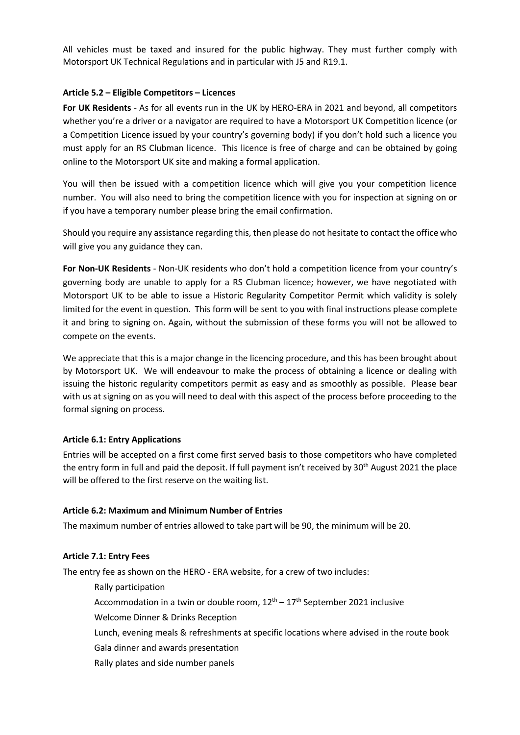All vehicles must be taxed and insured for the public highway. They must further comply with Motorsport UK Technical Regulations and in particular with J5 and R19.1.

**Article 5.2 – Eligible Competitors – Licences**

**For UK Residents** - As for all events run in the UK by HERO-ERA in 2021 and beyond, all competitors whether you're a driver or a navigator are required to have a Motorsport UK Competition licence (or a Competition Licence issued by your country's governing body) if you don't hold such a licence you must apply for an RS Clubman licence. This licence is free of charge and can be obtained by going online to the Motorsport UK site and making a formal application.

You will then be issued with a competition licence which will give you your competition licence number. You will also need to bring the competition licence with you for inspection at signing on or if you have a temporary number please bring the email confirmation.

Should you require any assistance regarding this, then please do not hesitate to contact the office who will give you any guidance they can.

**For Non-UK Residents** - Non-UK residents who don't hold a competition licence from your country's governing body are unable to apply for a RS Clubman licence; however, we have negotiated with Motorsport UK to be able to issue a Historic Regularity Competitor Permit which validity is solely limited for the event in question. This form will be sent to you with final instructions please complete it and bring to signing on. Again, without the submission of these forms you will not be allowed to compete on the events.

We appreciate that this is a major change in the licencing procedure, and this has been brought about by Motorsport UK. We will endeavour to make the process of obtaining a licence or dealing with issuing the historic regularity competitors permit as easy and as smoothly as possible. Please bear with us at signing on as you will need to deal with this aspect of the process before proceeding to the formal signing on process.

**Article 6.1: Entry Applications**

Entries will be accepted on a first come first served basis to those competitors who have completed the entry form in full and paid the deposit. If full payment isn't received by 30th August 2021 the place will be offered to the first reserve on the waiting list.

**Article 6.2: Maximum and Minimum Number of Entries**

The maximum number of entries allowed to take part will be 90, the minimum will be 20.

**Article 7.1: Entry Fees**

The entry fee as shown on the HERO - ERA website, for a crew of two includes:

- Rally participation
- Accommodation in a twin or double room, 12th – 17th September 2021 inclusive
- Welcome Dinner & Drinks Reception
- Lunch, evening meals & refreshments at specific locations where advised in the route book
- Gala dinner and awards presentation
- Rally plates and side number panels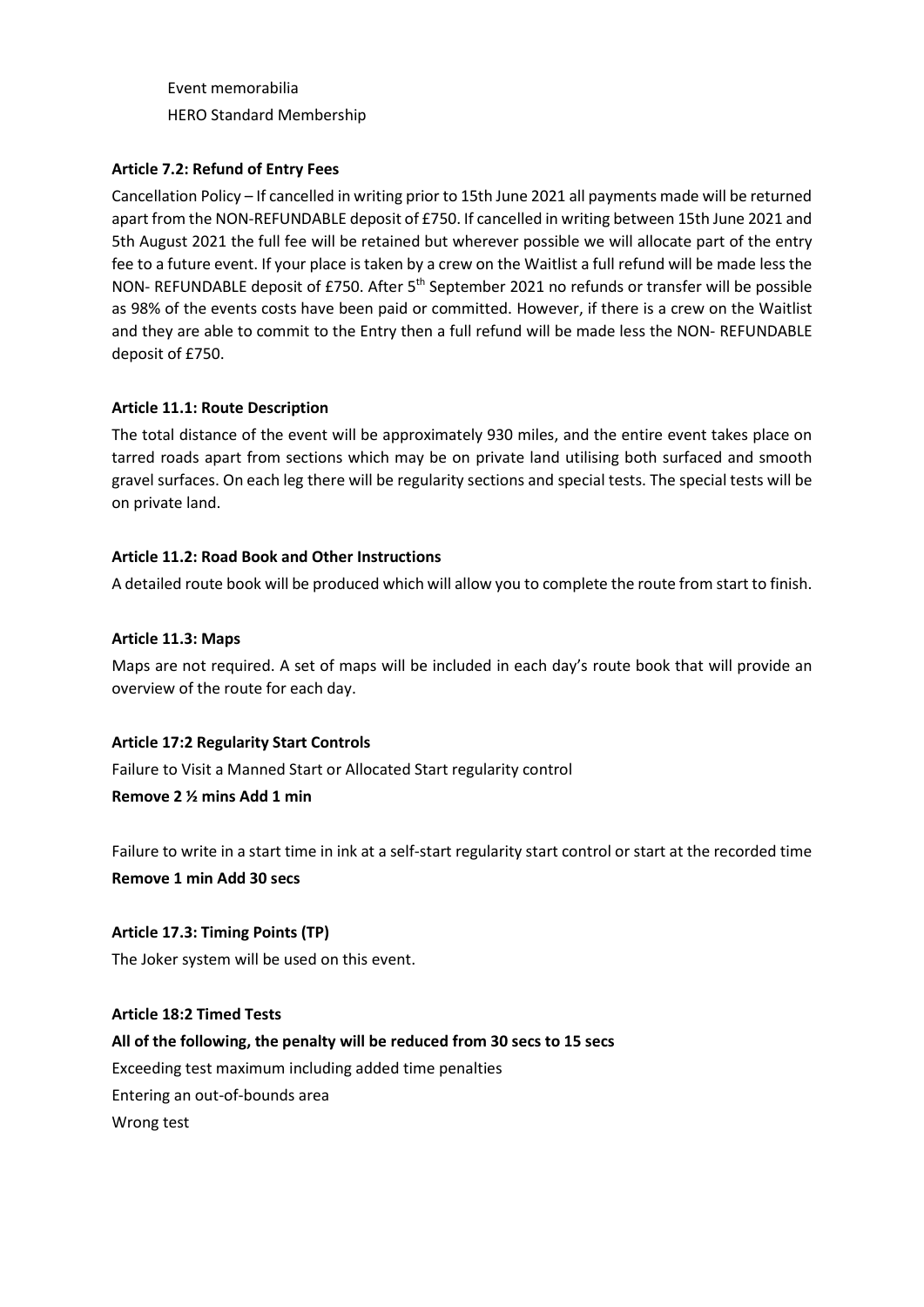Event memorabilia

HERO Standard Membership

**Article 7.2: Refund of Entry Fees**

Cancellation Policy – If cancelled in writing prior to 15th June 2021 all payments made will be returned apart from the NON-REFUNDABLE deposit of £750. If cancelled in writing between 15th June 2021 and 5th August 2021 the full fee will be retained but wherever possible we will allocate part of the entry fee to a future event. If your place is taken by a crew on the Waitlist a full refund will be made less the NON- REFUNDABLE deposit of £750. After 5th September 2021 no refunds or transfer will be possible as 98% of the events costs have been paid or committed. However, if there is a crew on the Waitlist and they are able to commit to the Entry then a full refund will be made less the NON- REFUNDABLE deposit of £750.

**Article 11.1: Route Description**

The total distance of the event will be approximately 930 miles, and the entire event takes place on tarred roads apart from sections which may be on private land utilising both surfaced and smooth gravel surfaces. On each leg there will be regularity sections and special tests. The special tests will be on private land.

**Article 11.2: Road Book and Other Instructions**

A detailed route book will be produced which will allow you to complete the route from start to finish.

**Article 11.3: Maps**

Maps are not required. A set of maps will be included in each day's route book that will provide an overview of the route for each day.

**Article 17:2 Regularity Start Controls**

Failure to Visit a Manned Start or Allocated Start regularity control

**Remove 2 ½ mins Add 1 min**

Failure to write in a start time in ink at a self-start regularity start control or start at the recorded time

**Remove 1 min Add 30 secs**

**Article 17.3: Timing Points (TP)**

The Joker system will be used on this event.

**Article 18:2 Timed Tests**

**All of the following, the penalty will be reduced from 30 secs to 15 secs**

Exceeding test maximum including added time penalties

Entering an out-of-bounds area

Wrong test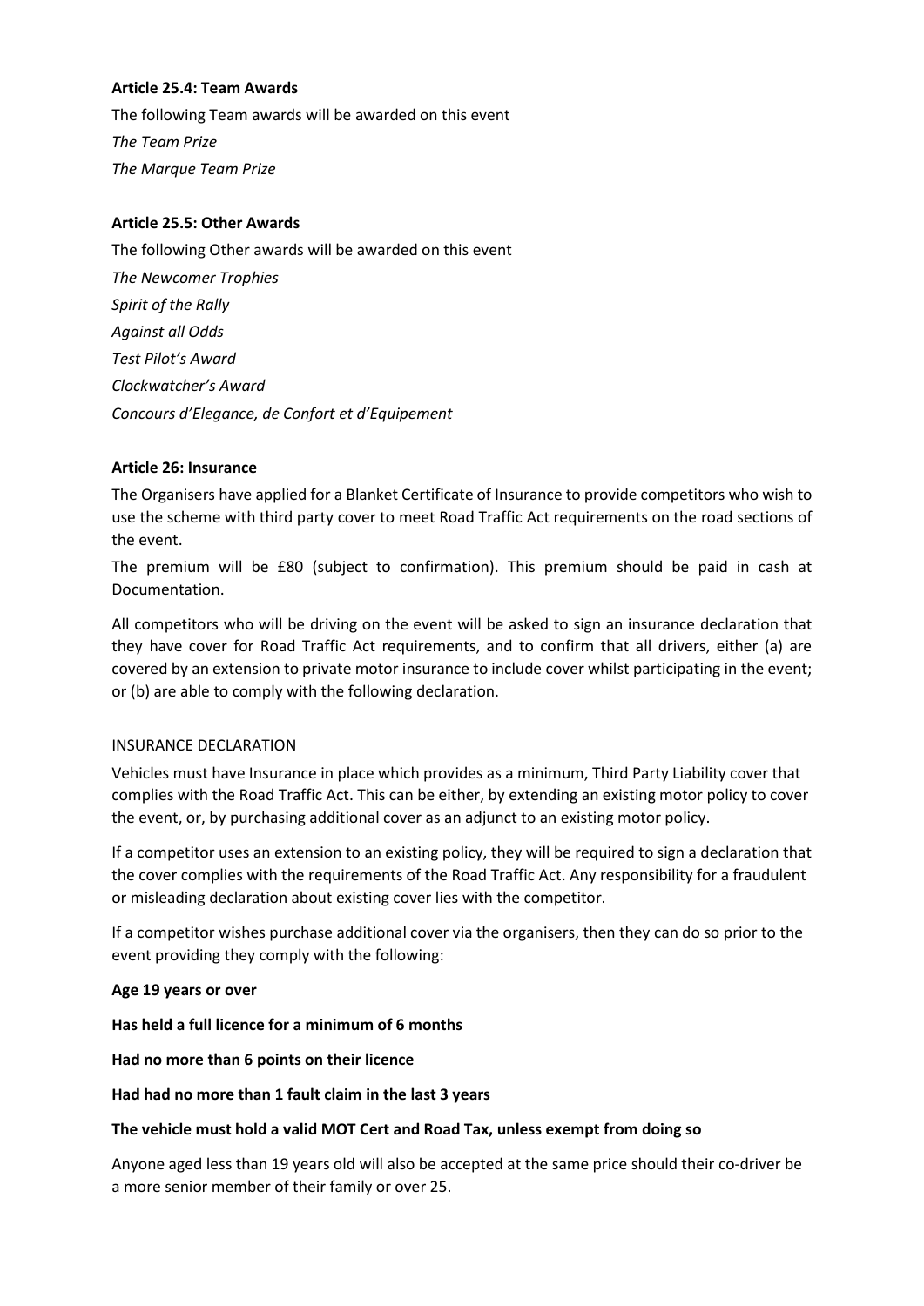**Article 25.4: Team Awards**

The following Team awards will be awarded on this event

*The Team Prize*

*The Marque Team Prize*

**Article 25.5: Other Awards**

The following Other awards will be awarded on this event

*The Newcomer Trophies*

*Spirit of the Rally*

*Against all Odds*

*Test Pilot's Award*

*Clockwatcher's Award*

*Concours d'Elegance, de Confort et d'Equipement*

**Article 26: Insurance**

The Organisers have applied for a Blanket Certificate of Insurance to provide competitors who wish to use the scheme with third party cover to meet Road Traffic Act requirements on the road sections of the event.

The premium will be £80 (subject to confirmation). This premium should be paid in cash at Documentation.

All competitors who will be driving on the event will be asked to sign an insurance declaration that they have cover for Road Traffic Act requirements, and to confirm that all drivers, either (a) are covered by an extension to private motor insurance to include cover whilst participating in the event; or (b) are able to comply with the following declaration.

INSURANCE DECLARATION

Vehicles must have Insurance in place which provides as a minimum, Third Party Liability cover that complies with the Road Traffic Act. This can be either, by extending an existing motor policy to cover the event, or, by purchasing additional cover as an adjunct to an existing motor policy.

If a competitor uses an extension to an existing policy, they will be required to sign a declaration that the cover complies with the requirements of the Road Traffic Act. Any responsibility for a fraudulent or misleading declaration about existing cover lies with the competitor.

If a competitor wishes purchase additional cover via the organisers, then they can do so prior to the event providing they comply with the following:

**Age 19 years or over**

**Has held a full licence for a minimum of 6 months**

**Had no more than 6 points on their licence**

**Had had no more than 1 fault claim in the last 3 years**

**The vehicle must hold a valid MOT Cert and Road Tax, unless exempt from doing so**

Anyone aged less than 19 years old will also be accepted at the same price should their co-driver be a more senior member of their family or over 25.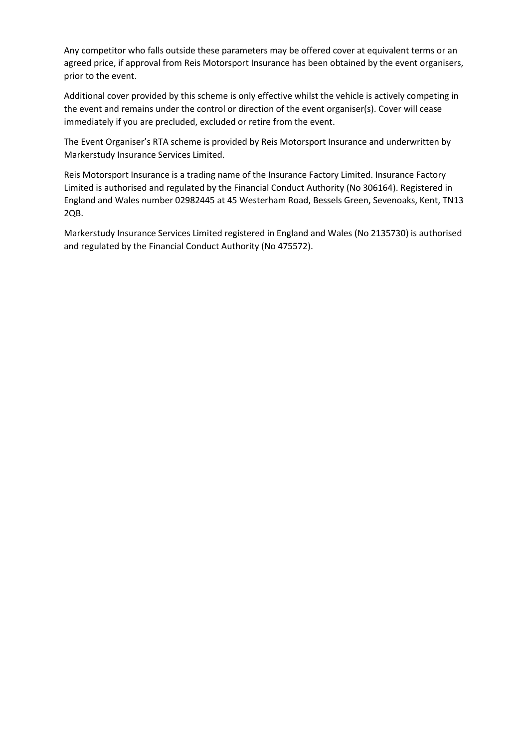Any competitor who falls outside these parameters may be offered cover at equivalent terms or an agreed price, if approval from Reis Motorsport Insurance has been obtained by the event organisers, prior to the event.

Additional cover provided by this scheme is only effective whilst the vehicle is actively competing in the event and remains under the control or direction of the event organiser(s). Cover will cease immediately if you are precluded, excluded or retire from the event.

The Event Organiser's RTA scheme is provided by Reis Motorsport Insurance and underwritten by Markerstudy Insurance Services Limited.

Reis Motorsport Insurance is a trading name of the Insurance Factory Limited. Insurance Factory Limited is authorised and regulated by the Financial Conduct Authority (No 306164). Registered in England and Wales number 02982445 at 45 Westerham Road, Bessels Green, Sevenoaks, Kent, TN13 2QB.

Markerstudy Insurance Services Limited registered in England and Wales (No 2135730) is authorised and regulated by the Financial Conduct Authority (No 475572).